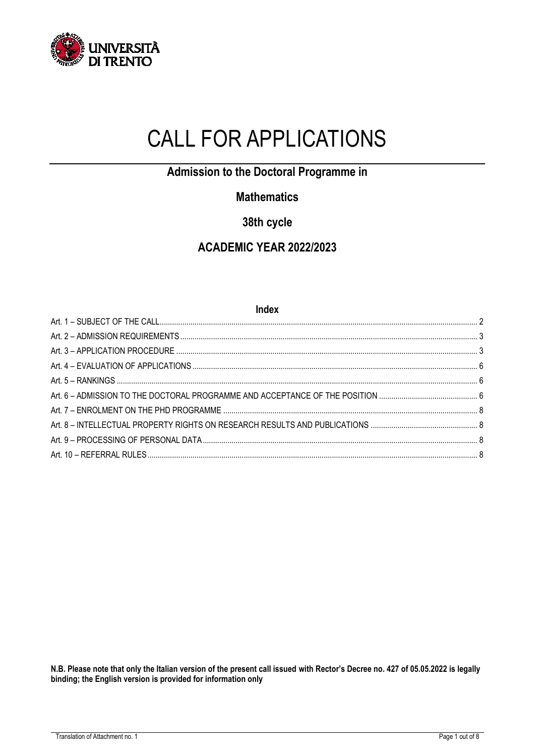# CALL FOR APPLICATIONS

## Admission to the Doctoral Programme in

## Mathematics

## 38th cycle

## ACADEMIC YEAR 2022/2023

### Index

Art. 1 – SUBJECT OF THE CALL ..... 2
Art. 2 – ADMISSION REQUIREMENTS ..... 3
Art. 3 – APPLICATION PROCEDURE ..... 3
Art. 4 – EVALUATION OF APPLICATIONS ..... 6
Art. 5 – RANKINGS ..... 6
Art. 6 – ADMISSION TO THE DOCTORAL PROGRAMME AND ACCEPTANCE OF THE POSITION ..... 6
Art. 7 – ENROLMENT ON THE PHD PROGRAMME ..... 8
Art. 8 – INTELLECTUAL PROPERTY RIGHTS ON RESEARCH RESULTS AND PUBLICATIONS ..... 8
Art. 9 – PROCESSING OF PERSONAL DATA ..... 8
Art. 10 – REFERRAL RULES ..... 8

**N.B. Please note that only the Italian version of the present call issued with Rector's Decree no. 427 of 05.05.2022 is legally binding; the English version is provided for information only**

Translation of Attachment no. 1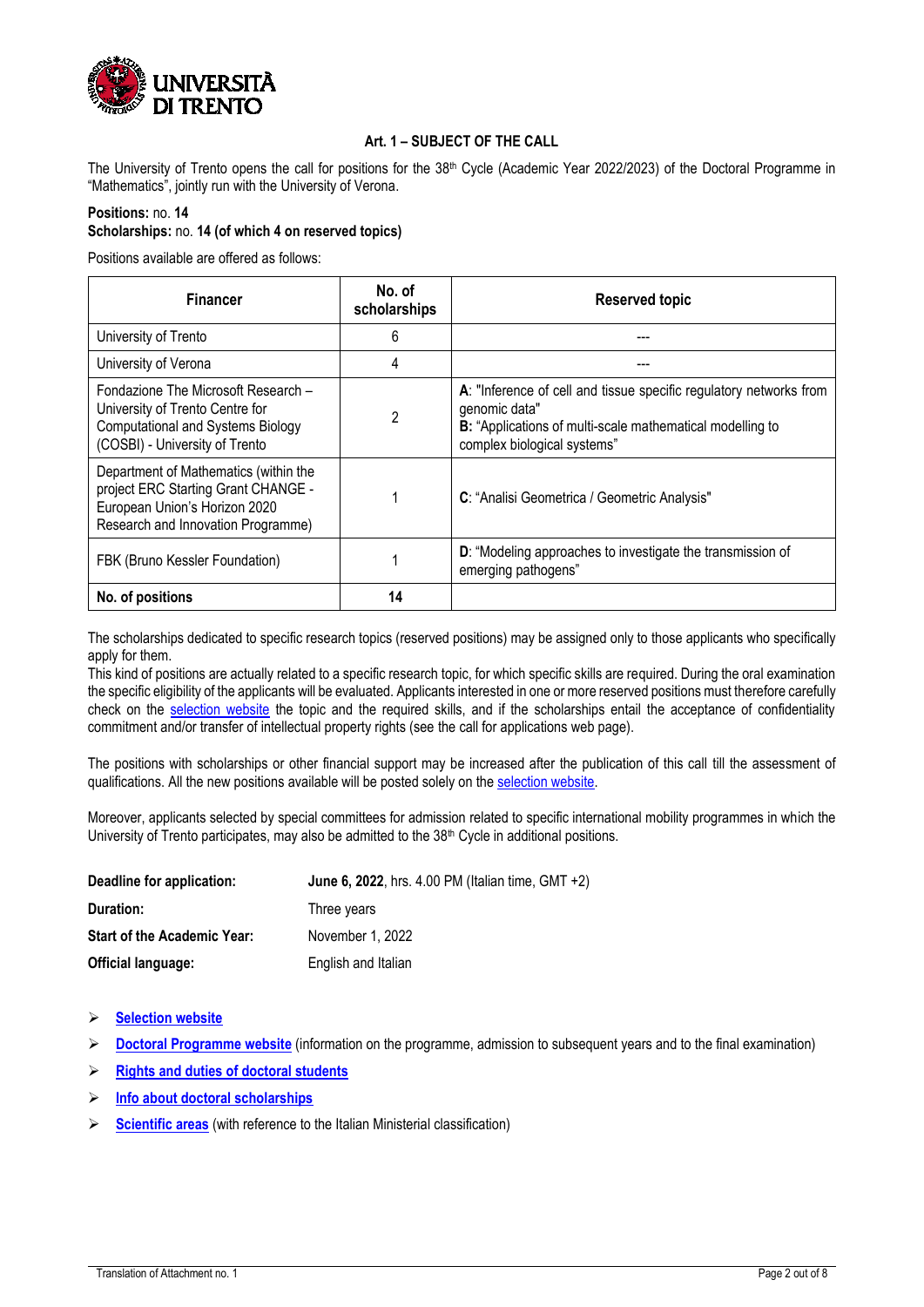## Art. 1 – SUBJECT OF THE CALL

The University of Trento opens the call for positions for the 38th Cycle (Academic Year 2022/2023) of the Doctoral Programme in "Mathematics", jointly run with the University of Verona.

**Positions:** no. **14**
**Scholarships:** no. **14 (of which 4 on reserved topics)**

Positions available are offered as follows:

| Financer | No. of scholarships | Reserved topic |
|---|---|---|
| University of Trento | 6 | --- |
| University of Verona | 4 | --- |
| Fondazione The Microsoft Research – University of Trento Centre for Computational and Systems Biology (COSBI) - University of Trento | 2 | **A**: "Inference of cell and tissue specific regulatory networks from genomic data"<br>**B:** "Applications of multi-scale mathematical modelling to complex biological systems" |
| Department of Mathematics (within the project ERC Starting Grant CHANGE - European Union's Horizon 2020 Research and Innovation Programme) | 1 | **C**: "Analisi Geometrica / Geometric Analysis" |
| FBK (Bruno Kessler Foundation) | 1 | **D**: "Modeling approaches to investigate the transmission of emerging pathogens" |
| **No. of positions** | **14** | |

The scholarships dedicated to specific research topics (reserved positions) may be assigned only to those applicants who specifically apply for them.
This kind of positions are actually related to a specific research topic, for which specific skills are required. During the oral examination the specific eligibility of the applicants will be evaluated. Applicants interested in one or more reserved positions must therefore carefully check on the selection website the topic and the required skills, and if the scholarships entail the acceptance of confidentiality commitment and/or transfer of intellectual property rights (see the call for applications web page).

The positions with scholarships or other financial support may be increased after the publication of this call till the assessment of qualifications. All the new positions available will be posted solely on the selection website.

Moreover, applicants selected by special committees for admission related to specific international mobility programmes in which the University of Trento participates, may also be admitted to the 38th Cycle in additional positions.

| | |
|---|---|
| **Deadline for application:** | **June 6, 2022**, hrs. 4.00 PM (Italian time, GMT +2) |
| **Duration:** | Three years |
| **Start of the Academic Year:** | November 1, 2022 |
| **Official language:** | English and Italian |

- **Selection website**
- **Doctoral Programme website** (information on the programme, admission to subsequent years and to the final examination)
- **Rights and duties of doctoral students**
- **Info about doctoral scholarships**
- **Scientific areas** (with reference to the Italian Ministerial classification)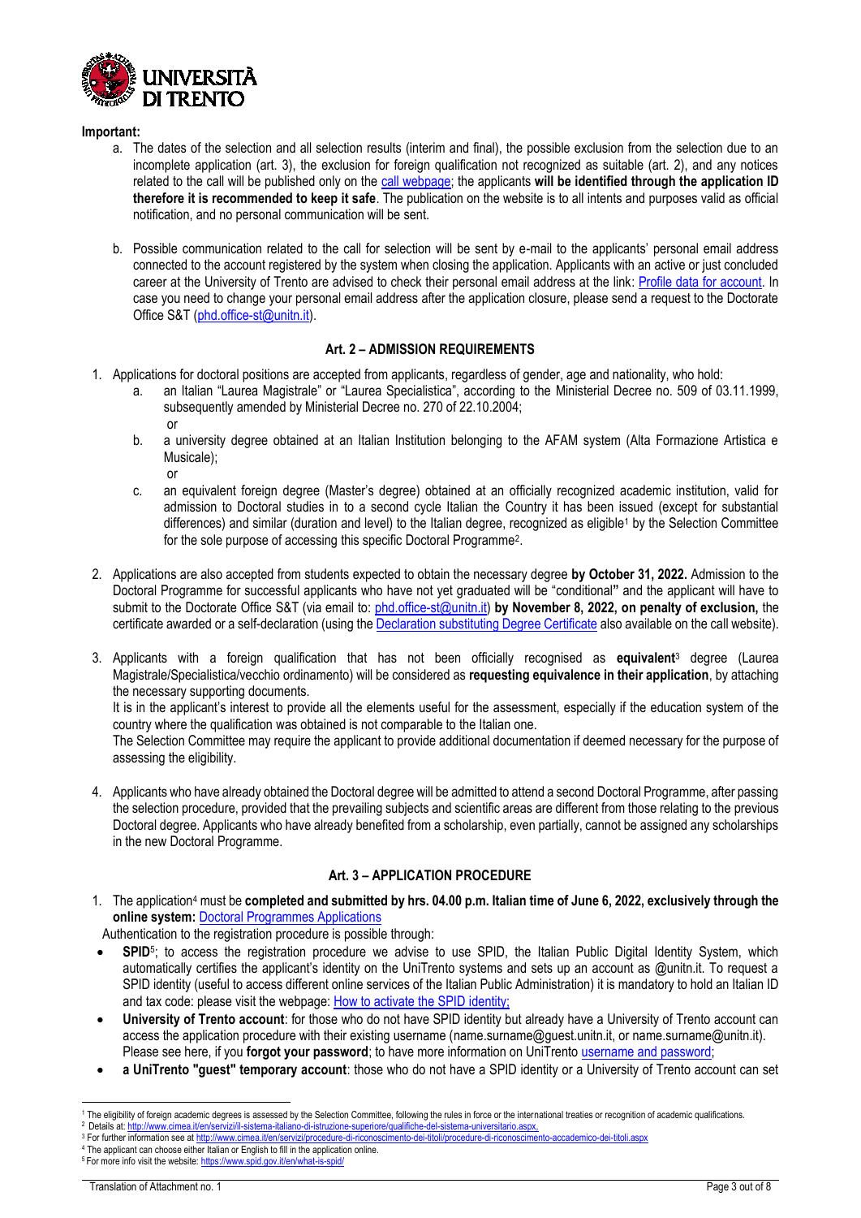**Important:**

a. The dates of the selection and all selection results (interim and final), the possible exclusion from the selection due to an incomplete application (art. 3), the exclusion for foreign qualification not recognized as suitable (art. 2), and any notices related to the call will be published only on the call webpage; the applicants **will be identified through the application ID therefore it is recommended to keep it safe**. The publication on the website is to all intents and purposes valid as official notification, and no personal communication will be sent.

b. Possible communication related to the call for selection will be sent by e-mail to the applicants' personal email address connected to the account registered by the system when closing the application. Applicants with an active or just concluded career at the University of Trento are advised to check their personal email address at the link: Profile data for account. In case you need to change your personal email address after the application closure, please send a request to the Doctorate Office S&T (phd.office-st@unitn.it).

## Art. 2 – ADMISSION REQUIREMENTS

1. Applications for doctoral positions are accepted from applicants, regardless of gender, age and nationality, who hold:
   a. an Italian "Laurea Magistrale" or "Laurea Specialistica", according to the Ministerial Decree no. 509 of 03.11.1999, subsequently amended by Ministerial Decree no. 270 of 22.10.2004;
   or
   b. a university degree obtained at an Italian Institution belonging to the AFAM system (Alta Formazione Artistica e Musicale);
   or
   c. an equivalent foreign degree (Master's degree) obtained at an officially recognized academic institution, valid for admission to Doctoral studies in to a second cycle Italian the Country it has been issued (except for substantial differences) and similar (duration and level) to the Italian degree, recognized as eligible[1] by the Selection Committee for the sole purpose of accessing this specific Doctoral Programme[2].

2. Applications are also accepted from students expected to obtain the necessary degree **by October 31, 2022.** Admission to the Doctoral Programme for successful applicants who have not yet graduated will be "conditional**"** and the applicant will have to submit to the Doctorate Office S&T (via email to: phd.office-st@unitn.it) **by November 8, 2022, on penalty of exclusion,** the certificate awarded or a self-declaration (using the Declaration substituting Degree Certificate also available on the call website).

3. Applicants with a foreign qualification that has not been officially recognised as **equivalent**[3] degree (Laurea Magistrale/Specialistica/vecchio ordinamento) will be considered as **requesting equivalence in their application**, by attaching the necessary supporting documents.
   It is in the applicant's interest to provide all the elements useful for the assessment, especially if the education system of the country where the qualification was obtained is not comparable to the Italian one.
   The Selection Committee may require the applicant to provide additional documentation if deemed necessary for the purpose of assessing the eligibility.

4. Applicants who have already obtained the Doctoral degree will be admitted to attend a second Doctoral Programme, after passing the selection procedure, provided that the prevailing subjects and scientific areas are different from those relating to the previous Doctoral degree. Applicants who have already benefited from a scholarship, even partially, cannot be assigned any scholarships in the new Doctoral Programme.

## Art. 3 – APPLICATION PROCEDURE

1. The application[4] must be **completed and submitted by hrs. 04.00 p.m. Italian time of June 6, 2022, exclusively through the online system:** Doctoral Programmes Applications

Authentication to the registration procedure is possible through:

- **SPID**[5]; to access the registration procedure we advise to use SPID, the Italian Public Digital Identity System, which automatically certifies the applicant's identity on the UniTrento systems and sets up an account as @unitn.it. To request a SPID identity (useful to access different online services of the Italian Public Administration) it is mandatory to hold an Italian ID and tax code: please visit the webpage: How to activate the SPID identity;
- **University of Trento account**: for those who do not have SPID identity but already have a University of Trento account can access the application procedure with their existing username (name.surname@guest.unitn.it, or name.surname@unitn.it). Please see here, if you **forgot your password**; to have more information on UniTrento username and password;
- **a UniTrento "guest" temporary account**: those who do not have a SPID identity or a University of Trento account can set

---

[1] The eligibility of foreign academic degrees is assessed by the Selection Committee, following the rules in force or the international treaties or recognition of academic qualifications.
[2] Details at: http://www.cimea.it/en/servizi/il-sistema-italiano-di-istruzione-superiore/qualifiche-del-sistema-universitario.aspx.
[3] For further information see at http://www.cimea.it/en/servizi/procedure-di-riconoscimento-dei-titoli/procedure-di-riconoscimento-accademico-dei-titoli.aspx
[4] The applicant can choose either Italian or English to fill in the application online.
[5] For more info visit the website: https://www.spid.gov.it/en/what-is-spid/

Translation of Attachment no. 1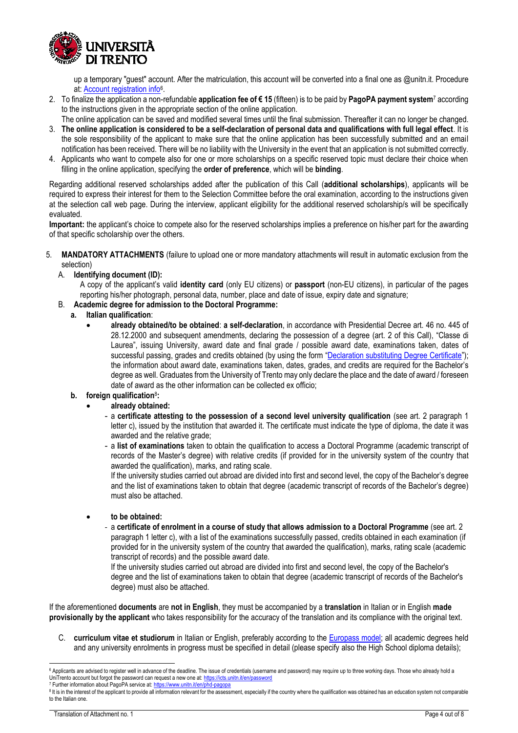up a temporary "guest" account. After the matriculation, this account will be converted into a final one as @unitn.it. Procedure at: [Account registration info][6].

2. To finalize the application a non-refundable **application fee of € 15** (fifteen) is to be paid by **PagoPA payment system**[7] according to the instructions given in the appropriate section of the online application.
   The online application can be saved and modified several times until the final submission. Thereafter it can no longer be changed.
3. **The online application is considered to be a self-declaration of personal data and qualifications with full legal effect**. It is the sole responsibility of the applicant to make sure that the online application has been successfully submitted and an email notification has been received. There will be no liability with the University in the event that an application is not submitted correctly.
4. Applicants who want to compete also for one or more scholarships on a specific reserved topic must declare their choice when filling in the online application, specifying the **order of preference**, which will be **binding**.

Regarding additional reserved scholarships added after the publication of this Call (**additional scholarships**), applicants will be required to express their interest for them to the Selection Committee before the oral examination, according to the instructions given at the selection call web page. During the interview, applicant eligibility for the additional reserved scholarship/s will be specifically evaluated.

**Important:** the applicant's choice to compete also for the reserved scholarships implies a preference on his/her part for the awarding of that specific scholarship over the others.

5. **MANDATORY ATTACHMENTS** (failure to upload one or more mandatory attachments will result in automatic exclusion from the selection)

   A. **Identifying document (ID):**
      A copy of the applicant's valid **identity card** (only EU citizens) or **passport** (non-EU citizens), in particular of the pages reporting his/her photograph, personal data, number, place and date of issue, expiry date and signature;

   B. **Academic degree for admission to the Doctoral Programme:**

      **a. Italian qualification**:
      - **already obtained/to be obtained**: **a self-declaration**, in accordance with Presidential Decree art. 46 no. 445 of 28.12.2000 and subsequent amendments, declaring the possession of a degree (art. 2 of this Call), "Classe di Laurea", issuing University, award date and final grade / possible award date, examinations taken, dates of successful passing, grades and credits obtained (by using the form "[Declaration substituting Degree Certificate]"); the information about award date, examinations taken, dates, grades, and credits are required for the Bachelor's degree as well. Graduates from the University of Trento may only declare the place and the date of award / foreseen date of award as the other information can be collected ex officio;

      **b. foreign qualification**[8]**:**
      - **already obtained:**
        - a **certificate attesting to the possession of a second level university qualification** (see art. 2 paragraph 1 letter c), issued by the institution that awarded it. The certificate must indicate the type of diploma, the date it was awarded and the relative grade;
        - a **list of examinations** taken to obtain the qualification to access a Doctoral Programme (academic transcript of records of the Master's degree) with relative credits (if provided for in the university system of the country that awarded the qualification), marks, and rating scale.
          If the university studies carried out abroad are divided into first and second level, the copy of the Bachelor's degree and the list of examinations taken to obtain that degree (academic transcript of records of the Bachelor's degree) must also be attached.
      - **to be obtained:**
        - a **certificate of enrolment in a course of study that allows admission to a Doctoral Programme** (see art. 2 paragraph 1 letter c), with a list of the examinations successfully passed, credits obtained in each examination (if provided for in the university system of the country that awarded the qualification), marks, rating scale (academic transcript of records) and the possible award date.
          If the university studies carried out abroad are divided into first and second level, the copy of the Bachelor's degree and the list of examinations taken to obtain that degree (academic transcript of records of the Bachelor's degree) must also be attached.

If the aforementioned **documents** are **not in English**, they must be accompanied by a **translation** in Italian or in English **made provisionally by the applicant** who takes responsibility for the accuracy of the translation and its compliance with the original text.

   C. **curriculum vitae et studiorum** in Italian or English, preferably according to the [Europass model]; all academic degrees held and any university enrolments in progress must be specified in detail (please specify also the High School diploma details);

---

[6] Applicants are advised to register well in advance of the deadline. The issue of credentials (username and password) may require up to three working days. Those who already hold a UniTrento account but forgot the password can request a new one at: https://icts.unitn.it/en/password

[7] Further information about PagoPA service at: https://www.unitn.it/en/phd-pagopa

[8] It is in the interest of the applicant to provide all information relevant for the assessment, especially if the country where the qualification was obtained has an education system not comparable to the Italian one.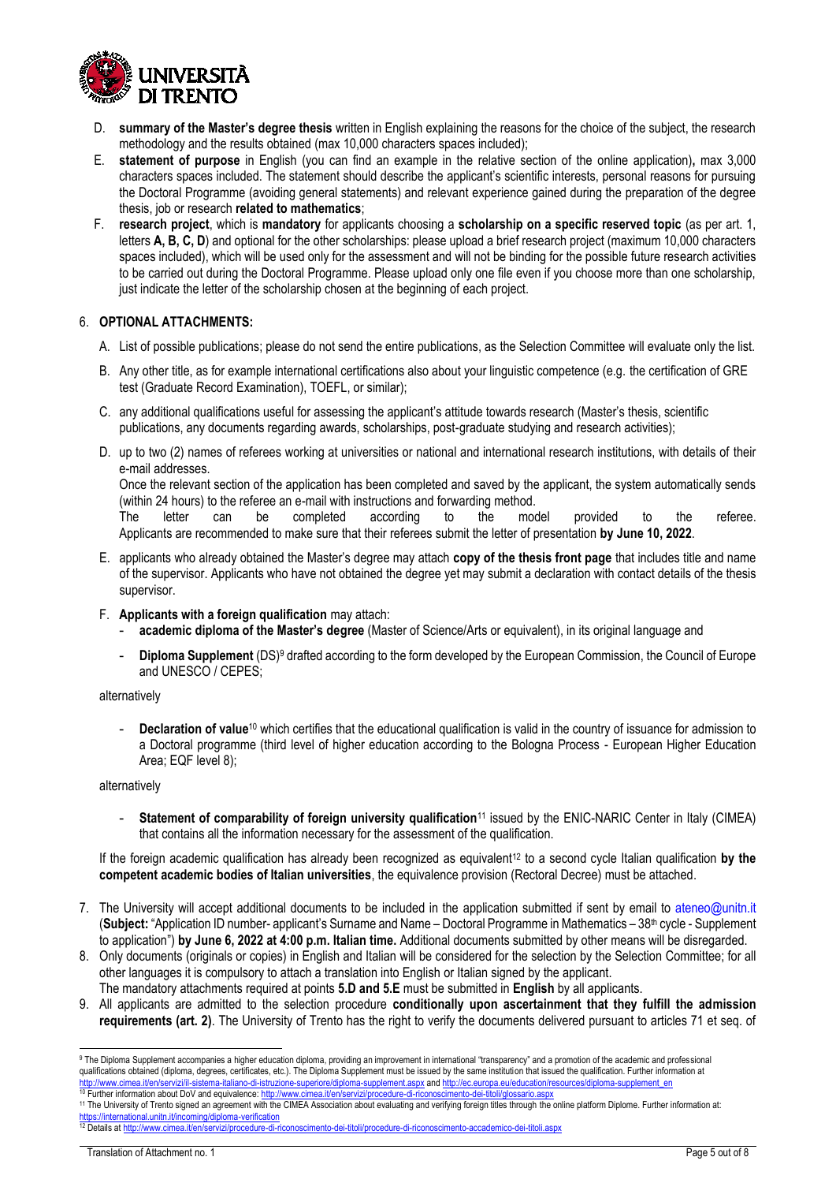D. **summary of the Master's degree thesis** written in English explaining the reasons for the choice of the subject, the research methodology and the results obtained (max 10,000 characters spaces included);

E. **statement of purpose** in English (you can find an example in the relative section of the online application)**,** max 3,000 characters spaces included. The statement should describe the applicant's scientific interests, personal reasons for pursuing the Doctoral Programme (avoiding general statements) and relevant experience gained during the preparation of the degree thesis, job or research **related to mathematics**;

F. **research project**, which is **mandatory** for applicants choosing a **scholarship on a specific reserved topic** (as per art. 1, letters **A, B, C, D**) and optional for the other scholarships: please upload a brief research project (maximum 10,000 characters spaces included), which will be used only for the assessment and will not be binding for the possible future research activities to be carried out during the Doctoral Programme. Please upload only one file even if you choose more than one scholarship, just indicate the letter of the scholarship chosen at the beginning of each project.

6. **OPTIONAL ATTACHMENTS:**

A. List of possible publications; please do not send the entire publications, as the Selection Committee will evaluate only the list.

B. Any other title, as for example international certifications also about your linguistic competence (e.g. the certification of GRE test (Graduate Record Examination), TOEFL, or similar);

C. any additional qualifications useful for assessing the applicant's attitude towards research (Master's thesis, scientific publications, any documents regarding awards, scholarships, post-graduate studying and research activities);

D. up to two (2) names of referees working at universities or national and international research institutions, with details of their e-mail addresses.
Once the relevant section of the application has been completed and saved by the applicant, the system automatically sends (within 24 hours) to the referee an e-mail with instructions and forwarding method.
The letter can be completed according to the model provided to the referee. Applicants are recommended to make sure that their referees submit the letter of presentation **by June 10, 2022**.

E. applicants who already obtained the Master's degree may attach **copy of the thesis front page** that includes title and name of the supervisor. Applicants who have not obtained the degree yet may submit a declaration with contact details of the thesis supervisor.

F. **Applicants with a foreign qualification** may attach:
- **academic diploma of the Master's degree** (Master of Science/Arts or equivalent), in its original language and
- **Diploma Supplement** (DS)[9] drafted according to the form developed by the European Commission, the Council of Europe and UNESCO / CEPES;

alternatively

- **Declaration of value**[10] which certifies that the educational qualification is valid in the country of issuance for admission to a Doctoral programme (third level of higher education according to the Bologna Process - European Higher Education Area; EQF level 8);

alternatively

- **Statement of comparability of foreign university qualification**[11] issued by the ENIC-NARIC Center in Italy (CIMEA) that contains all the information necessary for the assessment of the qualification.

If the foreign academic qualification has already been recognized as equivalent[12] to a second cycle Italian qualification **by the competent academic bodies of Italian universities**, the equivalence provision (Rectoral Decree) must be attached.

7. The University will accept additional documents to be included in the application submitted if sent by email to ateneo@unitn.it (**Subject:** "Application ID number- applicant's Surname and Name – Doctoral Programme in Mathematics – 38th cycle - Supplement to application") **by June 6, 2022 at 4:00 p.m. Italian time.** Additional documents submitted by other means will be disregarded.
8. Only documents (originals or copies) in English and Italian will be considered for the selection by the Selection Committee; for all other languages it is compulsory to attach a translation into English or Italian signed by the applicant.
The mandatory attachments required at points **5.D and 5.E** must be submitted in **English** by all applicants.
9. All applicants are admitted to the selection procedure **conditionally upon ascertainment that they fulfill the admission requirements (art. 2)**. The University of Trento has the right to verify the documents delivered pursuant to articles 71 et seq. of

---

[9] The Diploma Supplement accompanies a higher education diploma, providing an improvement in international "transparency" and a promotion of the academic and professional qualifications obtained (diploma, degrees, certificates, etc.). The Diploma Supplement must be issued by the same institution that issued the qualification. Further information at http://www.cimea.it/en/servizi/il-sistema-italiano-di-istruzione-superiore/diploma-supplement.aspx and http://ec.europa.eu/education/resources/diploma-supplement_en

[10] Further information about DoV and equivalence: http://www.cimea.it/en/servizi/procedure-di-riconoscimento-dei-titoli/glossario.aspx

[11] The University of Trento signed an agreement with the CIMEA Association about evaluating and verifying foreign titles through the online platform Diplome. Further information at: https://international.unitn.it/incoming/diploma-verification

[12] Details at http://www.cimea.it/en/servizi/procedure-di-riconoscimento-dei-titoli/procedure-di-riconoscimento-accademico-dei-titoli.aspx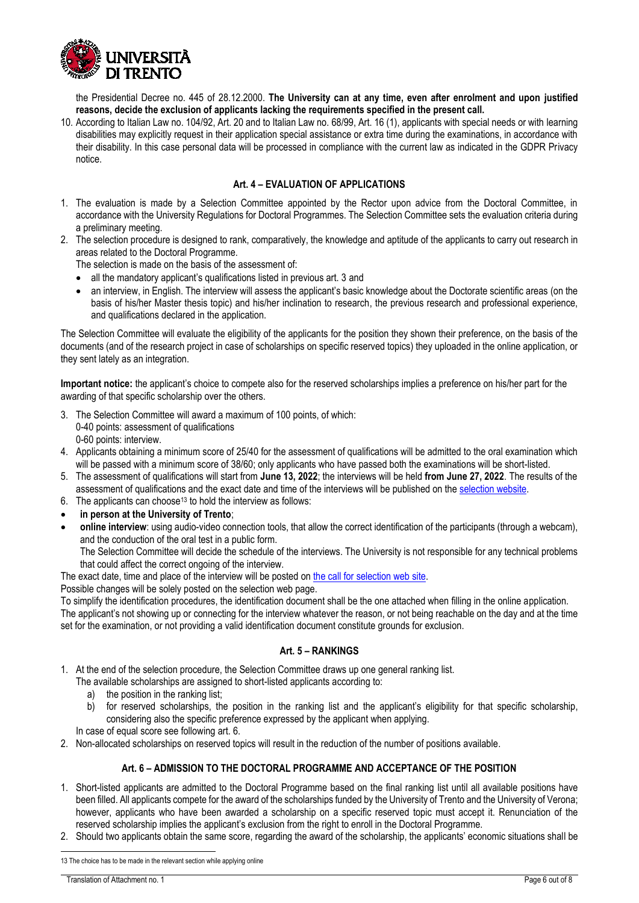the Presidential Decree no. 445 of 28.12.2000. **The University can at any time, even after enrolment and upon justified reasons, decide the exclusion of applicants lacking the requirements specified in the present call.**

10. According to Italian Law no. 104/92, Art. 20 and to Italian Law no. 68/99, Art. 16 (1), applicants with special needs or with learning disabilities may explicitly request in their application special assistance or extra time during the examinations, in accordance with their disability. In this case personal data will be processed in compliance with the current law as indicated in the GDPR Privacy notice.

## Art. 4 – EVALUATION OF APPLICATIONS

1. The evaluation is made by a Selection Committee appointed by the Rector upon advice from the Doctoral Committee, in accordance with the University Regulations for Doctoral Programmes. The Selection Committee sets the evaluation criteria during a preliminary meeting.
2. The selection procedure is designed to rank, comparatively, the knowledge and aptitude of the applicants to carry out research in areas related to the Doctoral Programme.

   The selection is made on the basis of the assessment of:
   - all the mandatory applicant's qualifications listed in previous art. 3 and
   - an interview, in English. The interview will assess the applicant's basic knowledge about the Doctorate scientific areas (on the basis of his/her Master thesis topic) and his/her inclination to research, the previous research and professional experience, and qualifications declared in the application.

The Selection Committee will evaluate the eligibility of the applicants for the position they shown their preference, on the basis of the documents (and of the research project in case of scholarships on specific reserved topics) they uploaded in the online application, or they sent lately as an integration.

**Important notice:** the applicant's choice to compete also for the reserved scholarships implies a preference on his/her part for the awarding of that specific scholarship over the others.

3. The Selection Committee will award a maximum of 100 points, of which:
   0-40 points: assessment of qualifications
   0-60 points: interview.
4. Applicants obtaining a minimum score of 25/40 for the assessment of qualifications will be admitted to the oral examination which will be passed with a minimum score of 38/60; only applicants who have passed both the examinations will be short-listed.
5. The assessment of qualifications will start from **June 13, 2022**; the interviews will be held **from June 27, 2022**. The results of the assessment of qualifications and the exact date and time of the interviews will be published on the selection website.
6. The applicants can choose[13] to hold the interview as follows:

- **in person at the University of Trento**;
- **online interview**: using audio-video connection tools, that allow the correct identification of the participants (through a webcam), and the conduction of the oral test in a public form.
  The Selection Committee will decide the schedule of the interviews. The University is not responsible for any technical problems that could affect the correct ongoing of the interview.

The exact date, time and place of the interview will be posted on the call for selection web site.

Possible changes will be solely posted on the selection web page.

To simplify the identification procedures, the identification document shall be the one attached when filling in the online application.

The applicant's not showing up or connecting for the interview whatever the reason, or not being reachable on the day and at the time set for the examination, or not providing a valid identification document constitute grounds for exclusion.

## Art. 5 – RANKINGS

1. At the end of the selection procedure, the Selection Committee draws up one general ranking list.
   The available scholarships are assigned to short-listed applicants according to:
   a) the position in the ranking list;
   b) for reserved scholarships, the position in the ranking list and the applicant's eligibility for that specific scholarship, considering also the specific preference expressed by the applicant when applying.

   In case of equal score see following art. 6.
2. Non-allocated scholarships on reserved topics will result in the reduction of the number of positions available.

## Art. 6 – ADMISSION TO THE DOCTORAL PROGRAMME AND ACCEPTANCE OF THE POSITION

1. Short-listed applicants are admitted to the Doctoral Programme based on the final ranking list until all available positions have been filled. All applicants compete for the award of the scholarships funded by the University of Trento and the University of Verona; however, applicants who have been awarded a scholarship on a specific reserved topic must accept it. Renunciation of the reserved scholarship implies the applicant's exclusion from the right to enroll in the Doctoral Programme.
2. Should two applicants obtain the same score, regarding the award of the scholarship, the applicants' economic situations shall be

---

[13] The choice has to be made in the relevant section while applying online

Translation of Attachment no. 1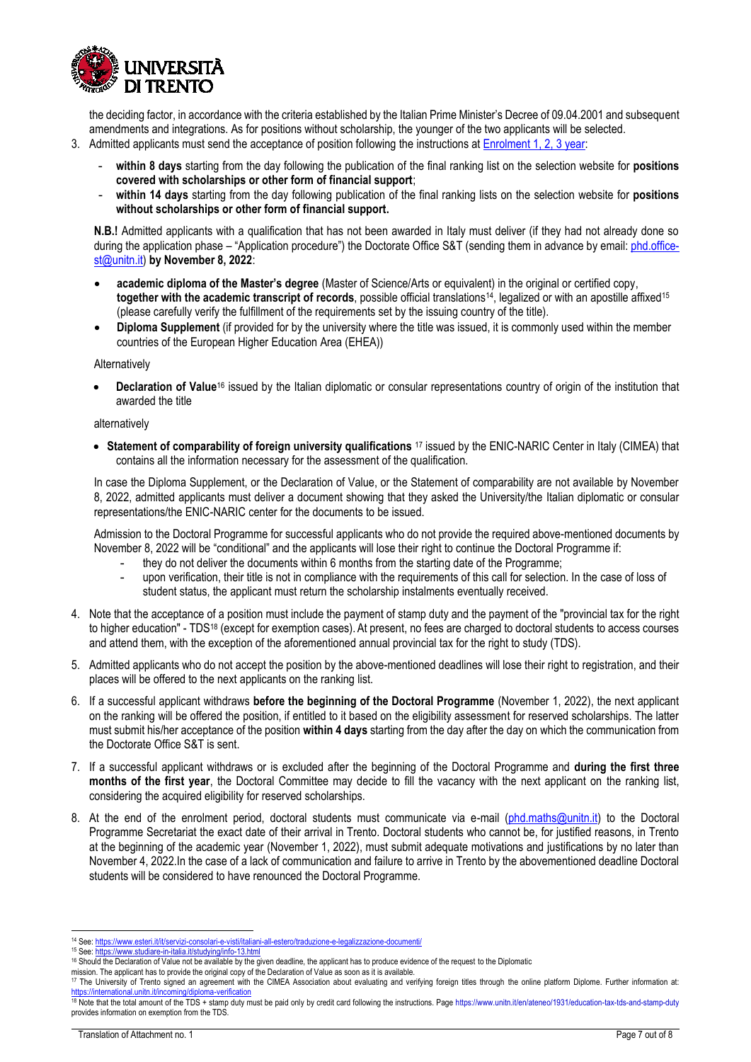the deciding factor, in accordance with the criteria established by the Italian Prime Minister's Decree of 09.04.2001 and subsequent amendments and integrations. As for positions without scholarship, the younger of the two applicants will be selected.

3. Admitted applicants must send the acceptance of position following the instructions at [Enrolment 1, 2, 3 year](#):
   - **within 8 days** starting from the day following the publication of the final ranking list on the selection website for **positions covered with scholarships or other form of financial support**;
   - **within 14 days** starting from the day following publication of the final ranking lists on the selection website for **positions without scholarships or other form of financial support.**

   **N.B.!** Admitted applicants with a qualification that has not been awarded in Italy must deliver (if they had not already done so during the application phase – "Application procedure") the Doctorate Office S&T (sending them in advance by email: phd.office-st@unitn.it) **by November 8, 2022**:

   - **academic diploma of the Master's degree** (Master of Science/Arts or equivalent) in the original or certified copy, **together with the academic transcript of records**, possible official translations[14], legalized or with an apostille affixed[15] (please carefully verify the fulfillment of the requirements set by the issuing country of the title).
   - **Diploma Supplement** (if provided for by the university where the title was issued, it is commonly used within the member countries of the European Higher Education Area (EHEA))

   Alternatively

   - **Declaration of Value**[16] issued by the Italian diplomatic or consular representations country of origin of the institution that awarded the title

   alternatively

   - **Statement of comparability of foreign university qualifications** [17] issued by the ENIC-NARIC Center in Italy (CIMEA) that contains all the information necessary for the assessment of the qualification.

   In case the Diploma Supplement, or the Declaration of Value, or the Statement of comparability are not available by November 8, 2022, admitted applicants must deliver a document showing that they asked the University/the Italian diplomatic or consular representations/the ENIC-NARIC center for the documents to be issued.

   Admission to the Doctoral Programme for successful applicants who do not provide the required above-mentioned documents by November 8, 2022 will be "conditional" and the applicants will lose their right to continue the Doctoral Programme if:
   - they do not deliver the documents within 6 months from the starting date of the Programme;
   - upon verification, their title is not in compliance with the requirements of this call for selection. In the case of loss of student status, the applicant must return the scholarship instalments eventually received.

4. Note that the acceptance of a position must include the payment of stamp duty and the payment of the "provincial tax for the right to higher education" - TDS[18] (except for exemption cases). At present, no fees are charged to doctoral students to access courses and attend them, with the exception of the aforementioned annual provincial tax for the right to study (TDS).

5. Admitted applicants who do not accept the position by the above-mentioned deadlines will lose their right to registration, and their places will be offered to the next applicants on the ranking list.

6. If a successful applicant withdraws **before the beginning of the Doctoral Programme** (November 1, 2022), the next applicant on the ranking will be offered the position, if entitled to it based on the eligibility assessment for reserved scholarships. The latter must submit his/her acceptance of the position **within 4 days** starting from the day after the day on which the communication from the Doctorate Office S&T is sent.

7. If a successful applicant withdraws or is excluded after the beginning of the Doctoral Programme and **during the first three months of the first year**, the Doctoral Committee may decide to fill the vacancy with the next applicant on the ranking list, considering the acquired eligibility for reserved scholarships.

8. At the end of the enrolment period, doctoral students must communicate via e-mail (phd.maths@unitn.it) to the Doctoral Programme Secretariat the exact date of their arrival in Trento. Doctoral students who cannot be, for justified reasons, in Trento at the beginning of the academic year (November 1, 2022), must submit adequate motivations and justifications by no later than November 4, 2022.In the case of a lack of communication and failure to arrive in Trento by the abovementioned deadline Doctoral students will be considered to have renounced the Doctoral Programme.

---

[14] See: https://www.esteri.it/it/servizi-consolari-e-visti/italiani-all-estero/traduzione-e-legalizzazione-documenti/

[15] See: https://www.studiare-in-italia.it/studying/info-13.html

[16] Should the Declaration of Value not be available by the given deadline, the applicant has to produce evidence of the request to the Diplomatic mission. The applicant has to provide the original copy of the Declaration of Value as soon as it is available.

[17] The University of Trento signed an agreement with the CIMEA Association about evaluating and verifying foreign titles through the online platform Diplome. Further information at: https://international.unitn.it/incoming/diploma-verification

[18] Note that the total amount of the TDS + stamp duty must be paid only by credit card following the instructions. Page https://www.unitn.it/en/ateneo/1931/education-tax-tds-and-stamp-duty provides information on exemption from the TDS.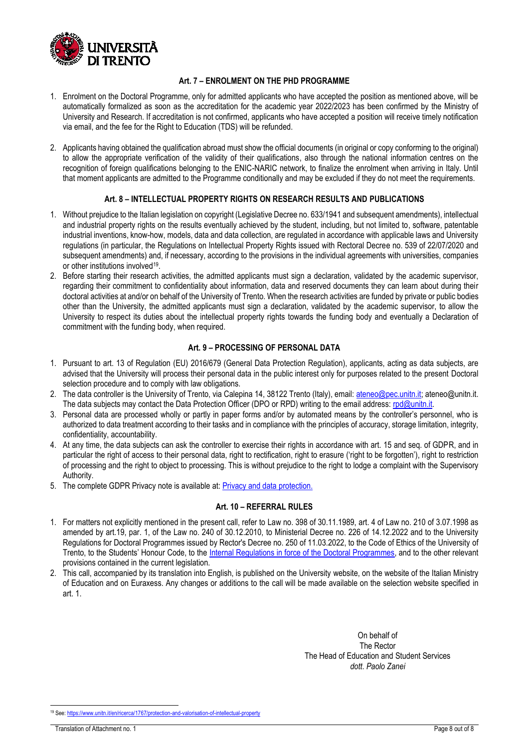### Art. 7 – ENROLMENT ON THE PHD PROGRAMME

1. Enrolment on the Doctoral Programme, only for admitted applicants who have accepted the position as mentioned above, will be automatically formalized as soon as the accreditation for the academic year 2022/2023 has been confirmed by the Ministry of University and Research. If accreditation is not confirmed, applicants who have accepted a position will receive timely notification via email, and the fee for the Right to Education (TDS) will be refunded.

2. Applicants having obtained the qualification abroad must show the official documents (in original or copy conforming to the original) to allow the appropriate verification of the validity of their qualifications, also through the national information centres on the recognition of foreign qualifications belonging to the ENIC-NARIC network, to finalize the enrolment when arriving in Italy. Until that moment applicants are admitted to the Programme conditionally and may be excluded if they do not meet the requirements.

### Art. 8 – INTELLECTUAL PROPERTY RIGHTS ON RESEARCH RESULTS AND PUBLICATIONS

1. Without prejudice to the Italian legislation on copyright (Legislative Decree no. 633/1941 and subsequent amendments), intellectual and industrial property rights on the results eventually achieved by the student, including, but not limited to, software, patentable industrial inventions, know-how, models, data and data collection, are regulated in accordance with applicable laws and University regulations (in particular, the Regulations on Intellectual Property Rights issued with Rectoral Decree no. 539 of 22/07/2020 and subsequent amendments) and, if necessary, according to the provisions in the individual agreements with universities, companies or other institutions involved[19].
2. Before starting their research activities, the admitted applicants must sign a declaration, validated by the academic supervisor, regarding their commitment to confidentiality about information, data and reserved documents they can learn about during their doctoral activities at and/or on behalf of the University of Trento. When the research activities are funded by private or public bodies other than the University, the admitted applicants must sign a declaration, validated by the academic supervisor, to allow the University to respect its duties about the intellectual property rights towards the funding body and eventually a Declaration of commitment with the funding body, when required.

### Art. 9 – PROCESSING OF PERSONAL DATA

1. Pursuant to art. 13 of Regulation (EU) 2016/679 (General Data Protection Regulation), applicants, acting as data subjects, are advised that the University will process their personal data in the public interest only for purposes related to the present Doctoral selection procedure and to comply with law obligations.
2. The data controller is the University of Trento, via Calepina 14, 38122 Trento (Italy), email: ateneo@pec.unitn.it; ateneo@unitn.it. The data subjects may contact the Data Protection Officer (DPO or RPD) writing to the email address: rpd@unitn.it.
3. Personal data are processed wholly or partly in paper forms and/or by automated means by the controller's personnel, who is authorized to data treatment according to their tasks and in compliance with the principles of accuracy, storage limitation, integrity, confidentiality, accountability.
4. At any time, the data subjects can ask the controller to exercise their rights in accordance with art. 15 and seq. of GDPR, and in particular the right of access to their personal data, right to rectification, right to erasure ('right to be forgotten'), right to restriction of processing and the right to object to processing. This is without prejudice to the right to lodge a complaint with the Supervisory Authority.
5. The complete GDPR Privacy note is available at: Privacy and data protection.

### Art. 10 – REFERRAL RULES

1. For matters not explicitly mentioned in the present call, refer to Law no. 398 of 30.11.1989, art. 4 of Law no. 210 of 3.07.1998 as amended by art.19, par. 1, of the Law no. 240 of 30.12.2010, to Ministerial Decree no. 226 of 14.12.2022 and to the University Regulations for Doctoral Programmes issued by Rector's Decree no. 250 of 11.03.2022, to the Code of Ethics of the University of Trento, to the Students' Honour Code, to the Internal Regulations in force of the Doctoral Programmes, and to the other relevant provisions contained in the current legislation.
2. This call, accompanied by its translation into English, is published on the University website, on the website of the Italian Ministry of Education and on Euraxess. Any changes or additions to the call will be made available on the selection website specified in art. 1.

On behalf of
The Rector
The Head of Education and Student Services
*dott. Paolo Zanei*

---

[19] See: https://www.unitn.it/en/ricerca/1767/protection-and-valorisation-of-intellectual-property

Translation of Attachment no. 1